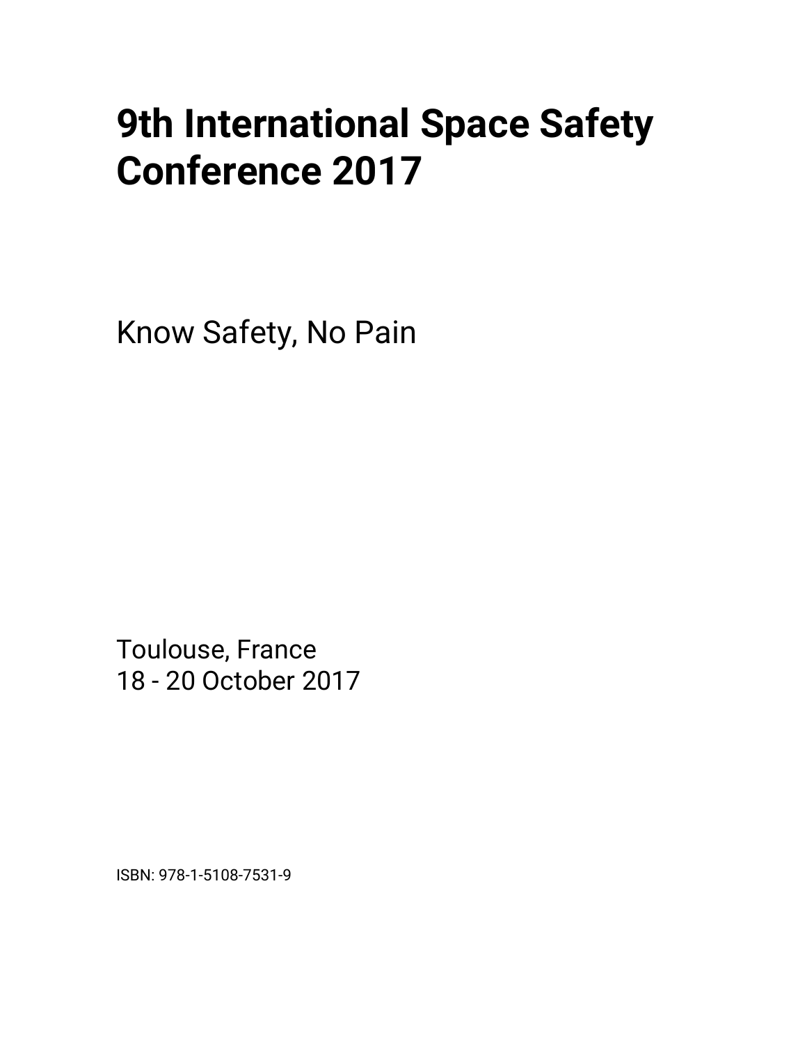# 9th International Space Safety Conference 2017

Know Safety, No Pain

Toulouse, France
18 - 20 October 2017

ISBN: 978-1-5108-7531-9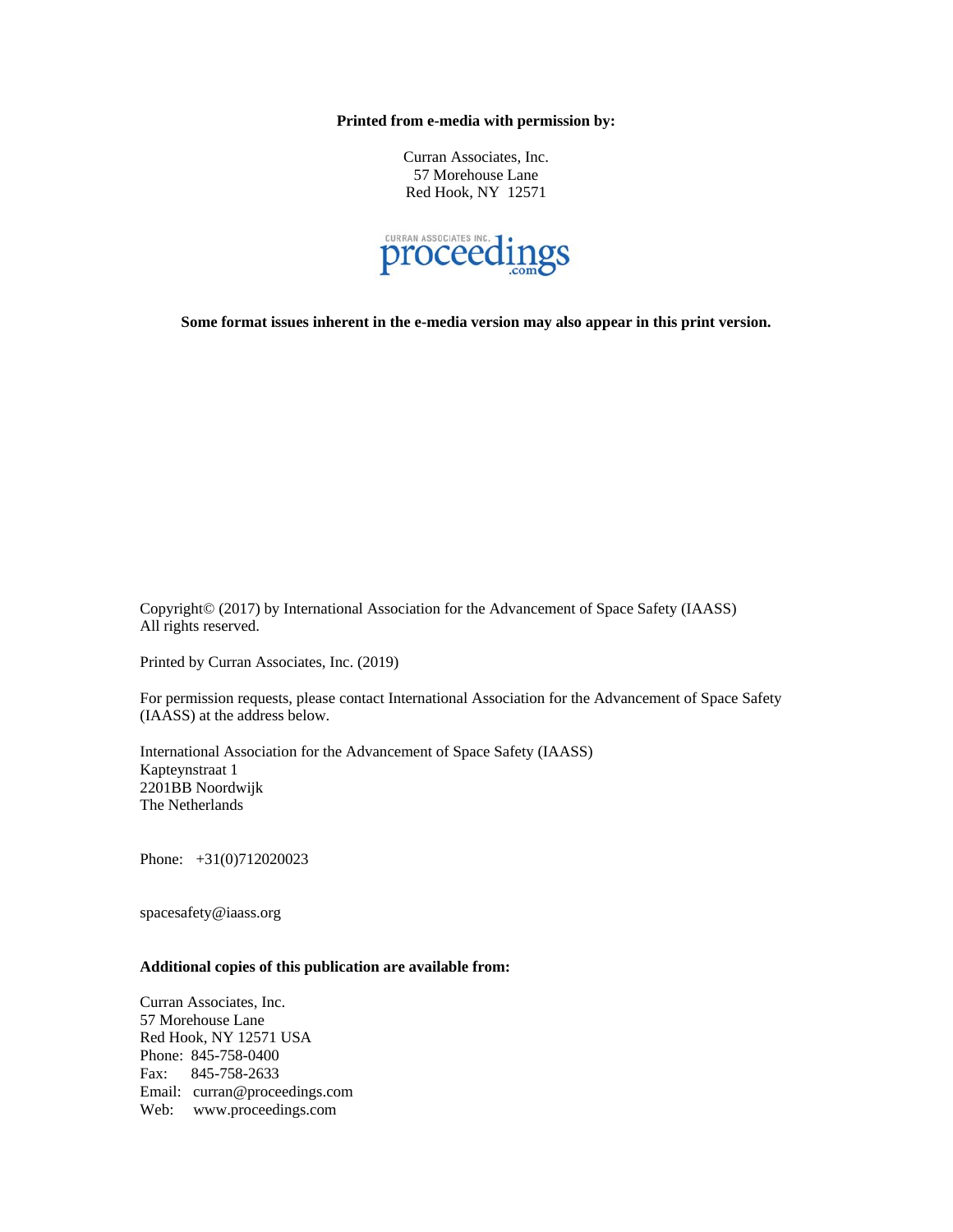**Printed from e-media with permission by:**

Curran Associates, Inc.
57 Morehouse Lane
Red Hook, NY 12571

CURRAN ASSOCIATES INC. proceedings.com

**Some format issues inherent in the e-media version may also appear in this print version.**

Copyright© (2017) by International Association for the Advancement of Space Safety (IAASS)
All rights reserved.

Printed by Curran Associates, Inc. (2019)

For permission requests, please contact International Association for the Advancement of Space Safety (IAASS) at the address below.

International Association for the Advancement of Space Safety (IAASS)
Kapteynstraat 1
2201BB Noordwijk
The Netherlands

Phone: +31(0)712020023

spacesafety@iaass.org

**Additional copies of this publication are available from:**

Curran Associates, Inc.
57 Morehouse Lane
Red Hook, NY 12571 USA
Phone: 845-758-0400
Fax: 845-758-2633
Email: curran@proceedings.com
Web: www.proceedings.com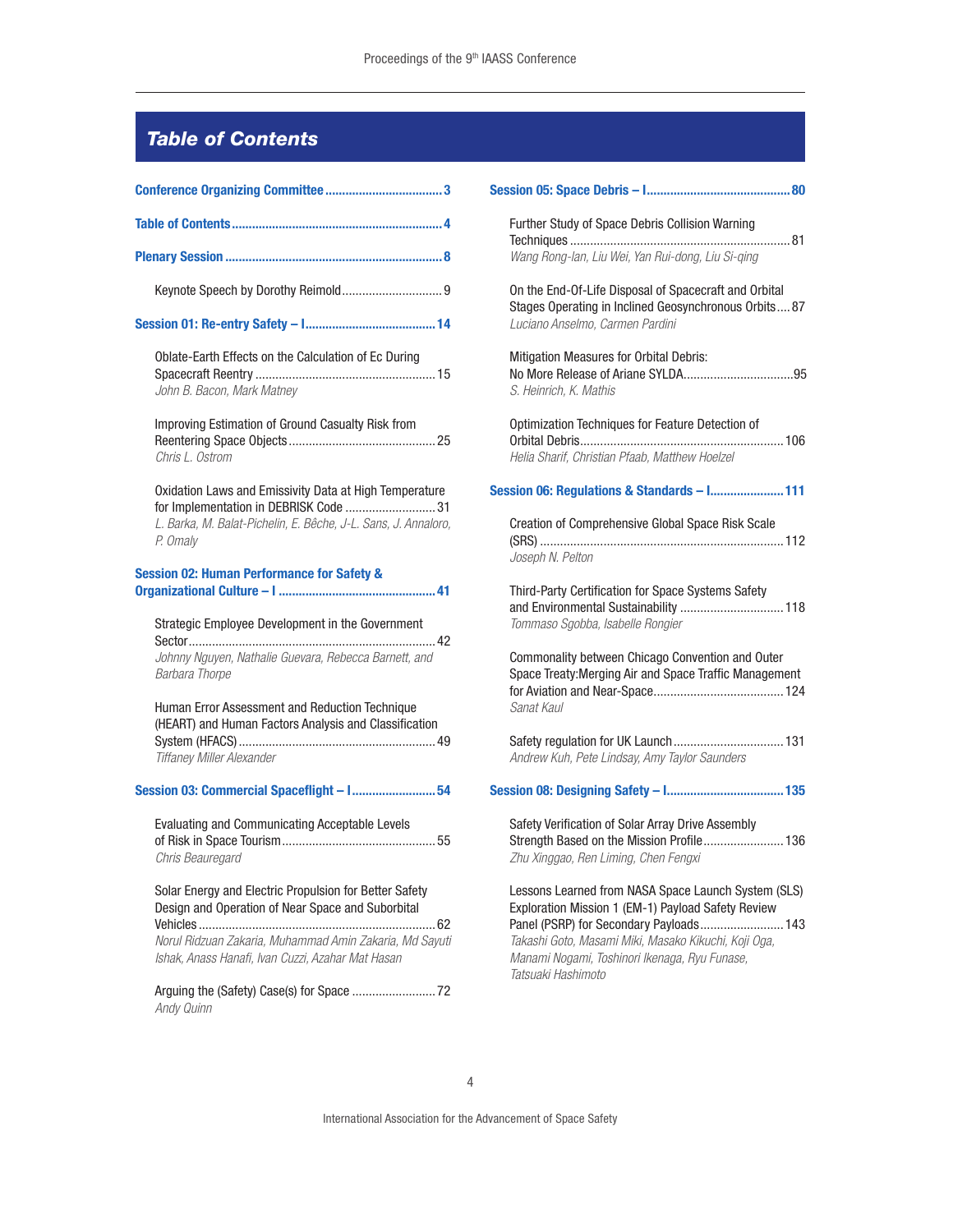## Table of Contents

**Conference Organizing Committee** .................................. 3

**Table of Contents** .................................. 4

**Plenary Session** .................................. 8

Keynote Speech by Dorothy Reimold .................................. 9

**Session 01: Re-entry Safety – I** .................................. 14

Oblate-Earth Effects on the Calculation of Ec During Spacecraft Reentry .................................. 15
*John B. Bacon, Mark Matney*

Improving Estimation of Ground Casualty Risk from Reentering Space Objects .................................. 25
*Chris L. Ostrom*

Oxidation Laws and Emissivity Data at High Temperature for Implementation in DEBRISK Code .................................. 31
*L. Barka, M. Balat-Pichelin, E. Bêche, J-L. Sans, J. Annaloro, P. Omaly*

**Session 02: Human Performance for Safety & Organizational Culture – I** .................................. 41

Strategic Employee Development in the Government Sector .................................. 42
*Johnny Nguyen, Nathalie Guevara, Rebecca Barnett, and Barbara Thorpe*

Human Error Assessment and Reduction Technique (HEART) and Human Factors Analysis and Classification System (HFACS) .................................. 49
*Tiffaney Miller Alexander*

**Session 03: Commercial Spaceflight – I** .................................. 54

Evaluating and Communicating Acceptable Levels of Risk in Space Tourism .................................. 55
*Chris Beauregard*

Solar Energy and Electric Propulsion for Better Safety Design and Operation of Near Space and Suborbital Vehicles .................................. 62
*Norul Ridzuan Zakaria, Muhammad Amin Zakaria, Md Sayuti Ishak, Anass Hanafi, Ivan Cuzzi, Azahar Mat Hasan*

Arguing the (Safety) Case(s) for Space .................................. 72
*Andy Quinn*

**Session 05: Space Debris – I** .................................. 80

Further Study of Space Debris Collision Warning Techniques .................................. 81
*Wang Rong-lan, Liu Wei, Yan Rui-dong, Liu Si-qing*

On the End-Of-Life Disposal of Spacecraft and Orbital Stages Operating in Inclined Geosynchronous Orbits .................................. 87
*Luciano Anselmo, Carmen Pardini*

Mitigation Measures for Orbital Debris: No More Release of Ariane SYLDA .................................. 95
*S. Heinrich, K. Mathis*

Optimization Techniques for Feature Detection of Orbital Debris .................................. 106
*Helia Sharif, Christian Pfaab, Matthew Hoelzel*

**Session 06: Regulations & Standards – I** .................................. 111

Creation of Comprehensive Global Space Risk Scale (SRS) .................................. 112
*Joseph N. Pelton*

Third-Party Certification for Space Systems Safety and Environmental Sustainability .................................. 118
*Tommaso Sgobba, Isabelle Rongier*

Commonality between Chicago Convention and Outer Space Treaty:Merging Air and Space Traffic Management for Aviation and Near-Space .................................. 124
*Sanat Kaul*

Safety regulation for UK Launch .................................. 131
*Andrew Kuh, Pete Lindsay, Amy Taylor Saunders*

**Session 08: Designing Safety – I** .................................. 135

Safety Verification of Solar Array Drive Assembly Strength Based on the Mission Profile .................................. 136
*Zhu Xinggao, Ren Liming, Chen Fengxi*

Lessons Learned from NASA Space Launch System (SLS) Exploration Mission 1 (EM-1) Payload Safety Review Panel (PSRP) for Secondary Payloads .................................. 143
*Takashi Goto, Masami Miki, Masako Kikuchi, Koji Oga, Manami Nogami, Toshinori Ikenaga, Ryu Funase, Tatsuaki Hashimoto*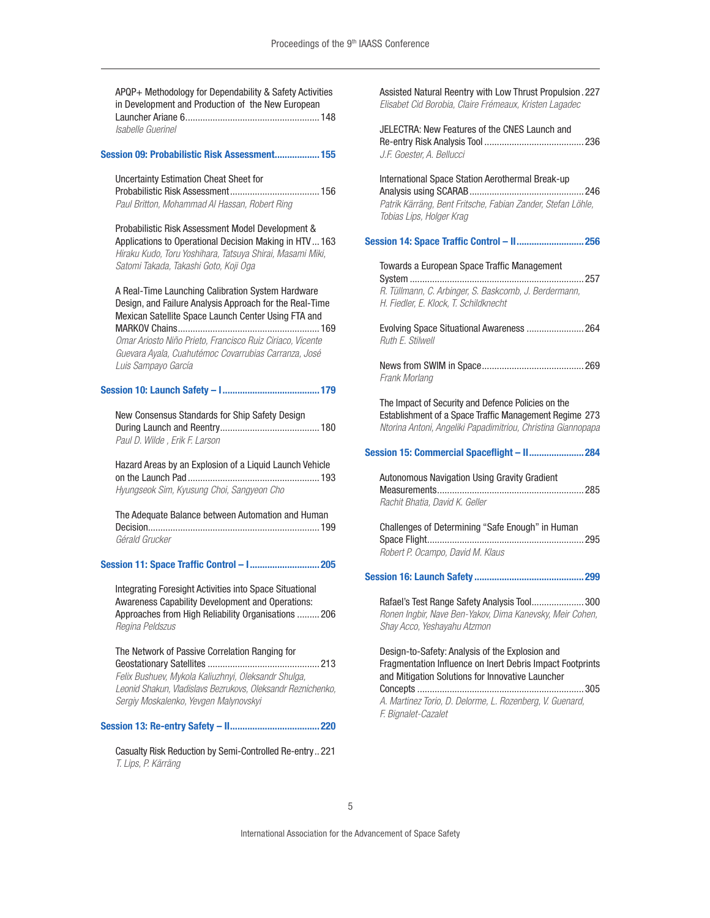APQP+ Methodology for Dependability & Safety Activities in Development and Production of the New European Launcher Ariane 6 ..... 148
*Isabelle Guerinel*

## Session 09: Probabilistic Risk Assessment ..... 155

Uncertainty Estimation Cheat Sheet for Probabilistic Risk Assessment ..... 156
*Paul Britton, Mohammad Al Hassan, Robert Ring*

Probabilistic Risk Assessment Model Development & Applications to Operational Decision Making in HTV ..... 163
*Hiraku Kudo, Toru Yoshihara, Tatsuya Shirai, Masami Miki, Satomi Takada, Takashi Goto, Koji Oga*

A Real-Time Launching Calibration System Hardware Design, and Failure Analysis Approach for the Real-Time Mexican Satellite Space Launch Center Using FTA and MARKOV Chains ..... 169
*Omar Ariosto Niño Prieto, Francisco Ruiz Ciriaco, Vicente Guevara Ayala, Cuahutémoc Covarrubias Carranza, José Luis Sampayo García*

## Session 10: Launch Safety – I ..... 179

New Consensus Standards for Ship Safety Design During Launch and Reentry ..... 180
*Paul D. Wilde , Erik F. Larson*

Hazard Areas by an Explosion of a Liquid Launch Vehicle on the Launch Pad ..... 193
*Hyungseok Sim, Kyusung Choi, Sangyeon Cho*

The Adequate Balance between Automation and Human Decision ..... 199
*Gérald Grucker*

## Session 11: Space Traffic Control – I ..... 205

Integrating Foresight Activities into Space Situational Awareness Capability Development and Operations: Approaches from High Reliability Organisations ..... 206
*Regina Peldszus*

The Network of Passive Correlation Ranging for Geostationary Satellites ..... 213
*Felix Bushuev, Mykola Kaliuzhnyi, Oleksandr Shulga, Leonid Shakun, Vladislavs Bezrukovs, Oleksandr Reznichenko, Sergiy Moskalenko, Yevgen Malynovskyi*

## Session 13: Re-entry Safety – II ..... 220

Casualty Risk Reduction by Semi-Controlled Re-entry ..... 221
*T. Lips, P. Kärräng*

Assisted Natural Reentry with Low Thrust Propulsion ..... 227
*Elisabet Cid Borobia, Claire Frémeaux, Kristen Lagadec*

JELECTRA: New Features of the CNES Launch and Re-entry Risk Analysis Tool ..... 236
*J.F. Goester, A. Bellucci*

International Space Station Aerothermal Break-up Analysis using SCARAB ..... 246
*Patrik Kärräng, Bent Fritsche, Fabian Zander, Stefan Löhle, Tobias Lips, Holger Krag*

## Session 14: Space Traffic Control – II ..... 256

Towards a European Space Traffic Management System ..... 257
*R. Tüllmann, C. Arbinger, S. Baskcomb, J. Berdermann, H. Fiedler, E. Klock, T. Schildknecht*

Evolving Space Situational Awareness ..... 264
*Ruth E. Stilwell*

News from SWIM in Space ..... 269
*Frank Morlang*

The Impact of Security and Defence Policies on the Establishment of a Space Traffic Management Regime ..... 273
*Ntorina Antoni, Angeliki Papadimitriou, Christina Giannopapa*

## Session 15: Commercial Spaceflight – II ..... 284

Autonomous Navigation Using Gravity Gradient Measurements ..... 285
*Rachit Bhatia, David K. Geller*

Challenges of Determining "Safe Enough" in Human Space Flight ..... 295
*Robert P. Ocampo, David M. Klaus*

## Session 16: Launch Safety ..... 299

Rafael's Test Range Safety Analysis Tool ..... 300
*Ronen Ingbir, Nave Ben-Yakov, Dima Kanevsky, Meir Cohen, Shay Acco, Yeshayahu Atzmon*

Design-to-Safety: Analysis of the Explosion and Fragmentation Influence on Inert Debris Impact Footprints and Mitigation Solutions for Innovative Launcher Concepts ..... 305
*A. Martinez Torio, D. Delorme, L. Rozenberg, V. Guenard, F. Bignalet-Cazalet*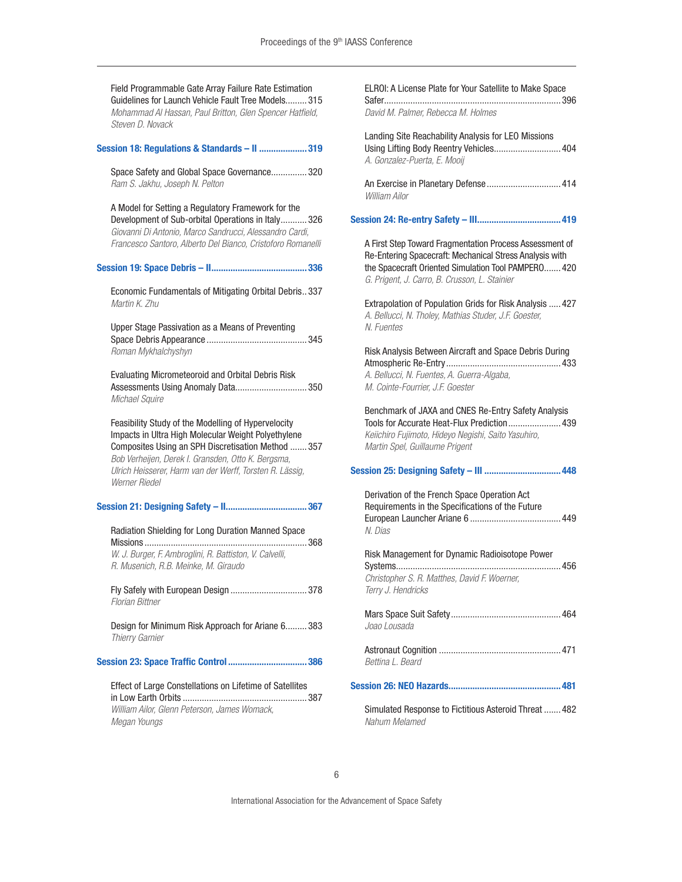Field Programmable Gate Array Failure Rate Estimation Guidelines for Launch Vehicle Fault Tree Models......... 315
*Mohammad Al Hassan, Paul Britton, Glen Spencer Hatfield, Steven D. Novack*

**Session 18: Regulations & Standards – II .................... 319**

Space Safety and Global Space Governance............... 320
*Ram S. Jakhu, Joseph N. Pelton*

A Model for Setting a Regulatory Framework for the Development of Sub-orbital Operations in Italy........... 326
*Giovanni Di Antonio, Marco Sandrucci, Alessandro Cardi, Francesco Santoro, Alberto Del Bianco, Cristoforo Romanelli*

**Session 19: Space Debris – II........................................ 336**

Economic Fundamentals of Mitigating Orbital Debris.. 337
*Martin K. Zhu*

Upper Stage Passivation as a Means of Preventing Space Debris Appearance .......................................... 345
*Roman Mykhalchyshyn*

Evaluating Micrometeoroid and Orbital Debris Risk Assessments Using Anomaly Data.............................. 350
*Michael Squire*

Feasibility Study of the Modelling of Hypervelocity Impacts in Ultra High Molecular Weight Polyethylene Composites Using an SPH Discretisation Method ....... 357
*Bob Verheijen, Derek I. Gransden, Otto K. Bergsma, Ulrich Heisserer, Harm van der Werff, Torsten R. Lässig, Werner Riedel*

**Session 21: Designing Safety – II.................................. 367**

Radiation Shielding for Long Duration Manned Space Missions .................................................................... 368
*W. J. Burger, F. Ambroglini, R. Battiston, V. Calvelli, R. Musenich, R.B. Meinke, M. Giraudo*

Fly Safely with European Design ................................ 378
*Florian Bittner*

Design for Minimum Risk Approach for Ariane 6......... 383
*Thierry Garnier*

**Session 23: Space Traffic Control ................................. 386**

Effect of Large Constellations on Lifetime of Satellites in Low Earth Orbits .................................................... 387
*William Ailor, Glenn Peterson, James Womack, Megan Youngs*

ELROI: A License Plate for Your Satellite to Make Space Safer.......................................................................... 396
*David M. Palmer, Rebecca M. Holmes*

Landing Site Reachability Analysis for LEO Missions Using Lifting Body Reentry Vehicles............................ 404
*A. Gonzalez-Puerta, E. Mooij*

An Exercise in Planetary Defense ............................... 414
*William Ailor*

**Session 24: Re-entry Safety – III.................................. 419**

A First Step Toward Fragmentation Process Assessment of Re-Entering Spacecraft: Mechanical Stress Analysis with the Spacecraft Oriented Simulation Tool PAMPERO....... 420
*G. Prigent, J. Carro, B. Crusson, L. Stainier*

Extrapolation of Population Grids for Risk Analysis ..... 427
*A. Bellucci, N. Tholey, Mathias Studer, J.F. Goester, N. Fuentes*

Risk Analysis Between Aircraft and Space Debris During Atmospheric Re-Entry................................................ 433
*A. Bellucci, N. Fuentes, A. Guerra-Algaba, M. Cointe-Fourrier, J.F. Goester*

Benchmark of JAXA and CNES Re-Entry Safety Analysis Tools for Accurate Heat-Flux Prediction...................... 439
*Keiichiro Fujimoto, Hideyo Negishi, Saito Yasuhiro, Martin Spel, Guillaume Prigent*

**Session 25: Designing Safety – III ................................ 448**

Derivation of the French Space Operation Act Requirements in the Specifications of the Future European Launcher Ariane 6 ...................................... 449
*N. Dias*

Risk Management for Dynamic Radioisotope Power Systems..................................................................... 456
*Christopher S. R. Matthes, David F. Woerner, Terry J. Hendricks*

Mars Space Suit Safety.............................................. 464
*Joao Lousada*

Astronaut Cognition .................................................. 471
*Bettina L. Beard*

**Session 26: NEO Hazards.............................................. 481**

Simulated Response to Fictitious Asteroid Threat ....... 482
*Nahum Melamed*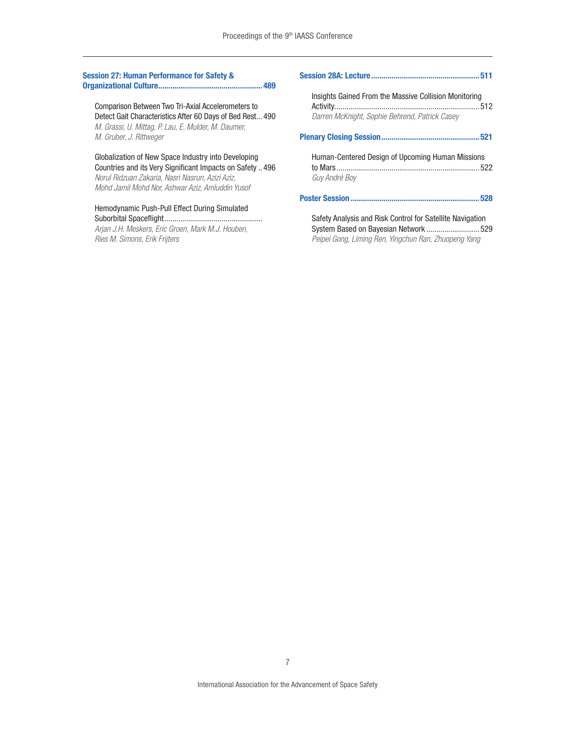**Session 27: Human Performance for Safety & Organizational Culture .................................................. 489**

Comparison Between Two Tri-Axial Accelerometers to Detect Gait Characteristics After 60 Days of Bed Rest... 490
*M. Grassi, U. Mittag, P. Lau, E. Mulder, M. Daumer, M. Gruber, J. Rittweger*

Globalization of New Space Industry into Developing Countries and its Very Significant Impacts on Safety .. 496
*Norul Ridzuan Zakaria, Nasri Nasrun, Azizi Aziz, Mohd Jamil Mohd Nor, Ashwar Aziz, Amluddin Yusof*

Hemodynamic Push-Pull Effect During Simulated Suborbital Spaceflight................................................
*Arjan J.H. Meskers, Eric Groen, Mark M.J. Houben, Ries M. Simons, Erik Frijters*

**Session 28A: Lecture .................................................... 511**

Insights Gained From the Massive Collision Monitoring Activity...................................................................... 512
*Darren McKnight, Sophie Behrend, Patrick Casey*

**Plenary Closing Session ................................................ 521**

Human-Centered Design of Upcoming Human Missions to Mars ...................................................................... 522
*Guy André Boy*

**Poster Session .............................................................. 528**

Safety Analysis and Risk Control for Satellite Navigation System Based on Bayesian Network .......................... 529
*Peipei Gong, Liming Ren, Yingchun Ran, Zhuopeng Yang*